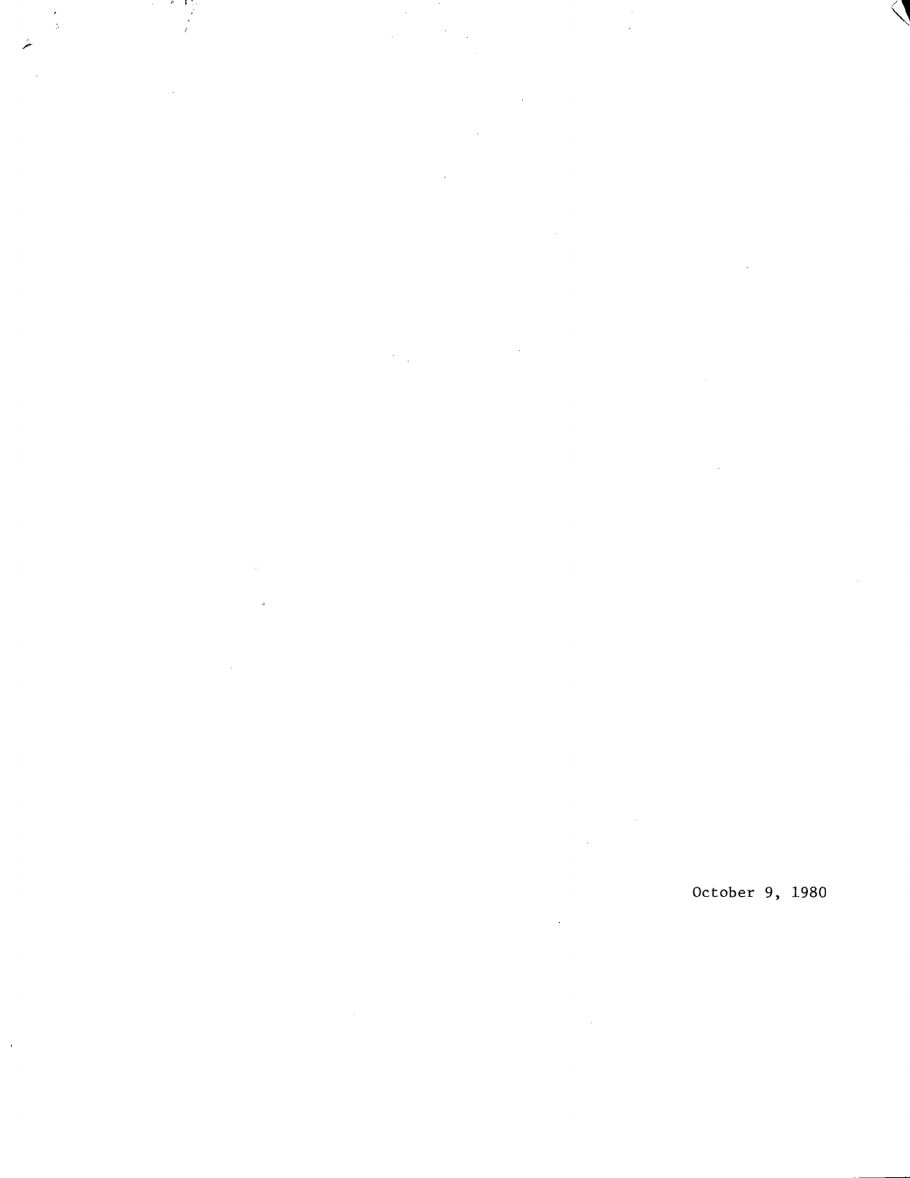October 9, 1980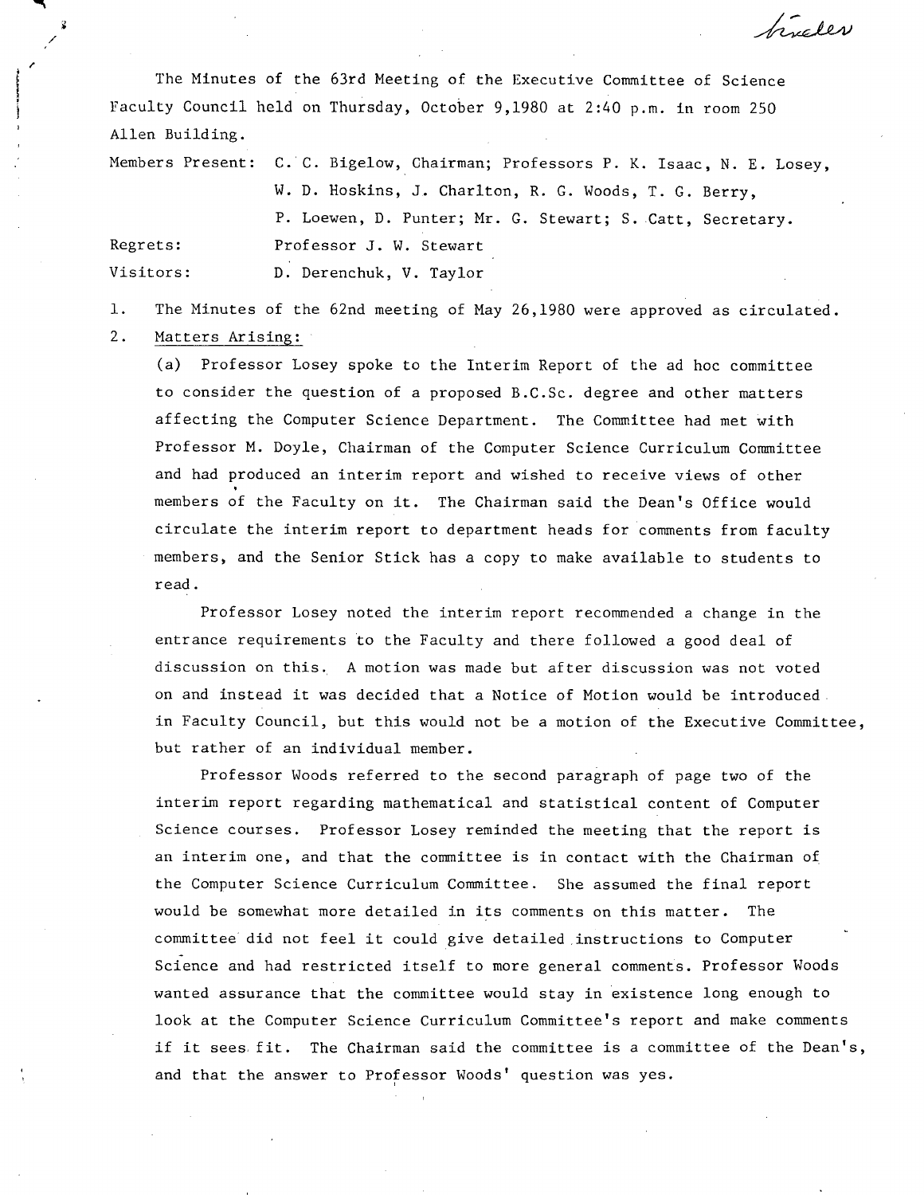The Minutes of the 63rd Meeting of the Executive Committee of Science Faculty Council held on Thursday, October 9,1980 at 2:40 p.m. in room 250 Allen Building.

Members Present: C. C. Bigelow, Chairman; Professors P. K. Isaac, N. E. Losey, W. D. Hoskins, J. Charlton, R. G. Woods, T. G. Berry, P. Loewen, D. Punter; Mr. G. Stewart; S. Catt, Secretary.

Regrets: Professor J. W. Stewart

Visitors: D. Derenchuk, V. Taylor

1. The Minutes of the 62nd meeting of May 26,1980 were approved as circulated.

2. Matters Arising:

(a) Professor Losey spoke to the Interim Report of the ad hoc committee to consider the question of a proposed B.C.Sc. degree and other matters affecting the Computer Science Department. The Committee had met with Professor M. Doyle, Chairman of the Computer Science Curriculum Committee and had produced an interim report and wished to receive views of other members of the Faculty on it. The Chairman said the Dean's Office would circulate the interim report to department heads for comments from faculty members, and the Senior Stick has a copy to make available to students to read.

Professor Losey noted the interim report recommended a change in the entrance requirements to the Faculty and there followed a good deal of discussion on this. A motion was made but after discussion was not voted on and instead it was decided that a Notice of Motion would be introduced in Faculty Council, but this would not be a motion of the Executive Committee, but rather of an individual member.

Professor Woods referred to the second paragraph of page two of the interim report regarding mathematical and statistical content of Computer Science courses. Professor Losey reminded the meeting that the report is an interim one, and that the committee is in contact with the Chairman of the Computer Science Curriculum Committee. She assumed the final report would be somewhat more detailed in its comments on this matter. The committee did not feel it could give detailed instructions to Computer Science and had restricted itself to more general comments. Professor Woods wanted assurance that the committee would stay in existence long enough to look at the Computer Science Curriculum Committee's report and make comments if it sees fit. The Chairman said the committee is a committee of the Dean's, and that the answer to Professor Woods' question was yes.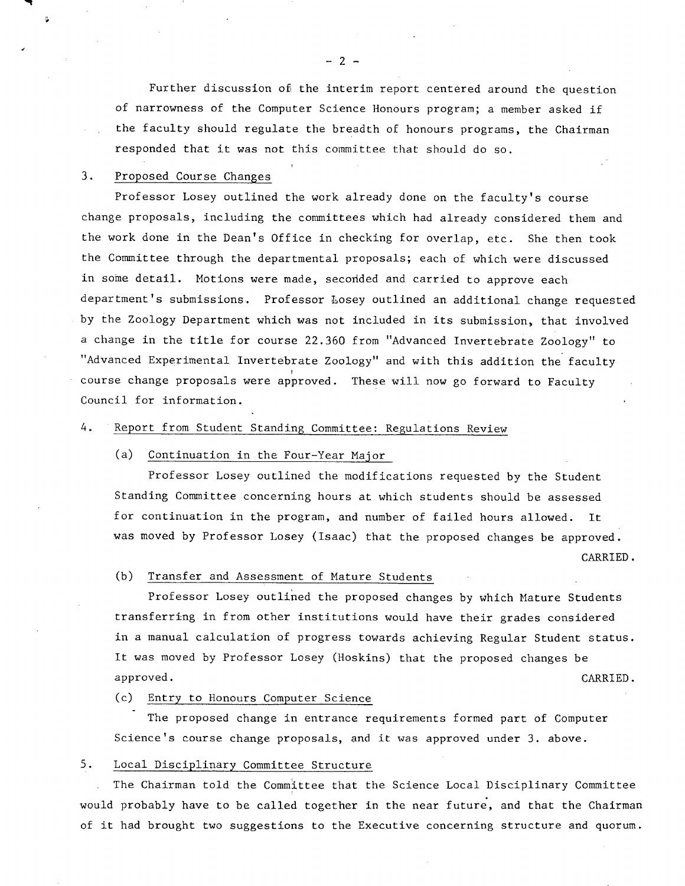Further discussion of the interim report centered around the question of narrowness of the Computer Science Honours program; a member asked if the faculty should regulate the breadth of honours programs, the Chairman responded that it was not this committee that should do so.

3. Proposed Course Changes

Professor Losey outlined the work already done on the faculty's course change proposals, including the committees which had already considered them and the work done in the Dean's Office in checking for overlap, etc. She then took the Committee through the departmental proposals; each of which were discussed in some detail. Motions were made, seconded and carried to approve each department's submissions. Professor Losey outlined an additional change requested by the Zoology Department which was not included in its submission, that involved a change in the title for course 22.360 from "Advanced Invertebrate Zoology" to "Advanced Experimental Invertebrate Zoology" and with this addition the faculty course change proposals were approved. These will now go forward to Faculty Council for information.

4. Report from Student Standing Committee: Regulations Review

(a) Continuation in the Four-Year Major

Professor Losey outlined the modifications requested by the Student Standing Committee concerning hours at which students should be assessed for continuation in the program, and number of failed hours allowed. It was moved by Professor Losey (Isaac) that the proposed changes be approved.

CARRIED.

(b) Transfer and Assessment of Mature Students

Professor Losey outlined the proposed changes by which Mature Students transferring in from other institutions would have their grades considered in a manual calculation of progress towards achieving Regular Student status. It was moved by Professor Losey (Hoskins) that the proposed changes be approved.

CARRIED.

(c) Entry to Honours Computer Science

The proposed change in entrance requirements formed part of Computer Science's course change proposals, and it was approved under 3. above.

5. Local Disciplinary Committee Structure

The Chairman told the Committee that the Science Local Disciplinary Committee would probably have to be called together in the near future, and that the Chairman of it had brought two suggestions to the Executive concerning structure and quorum.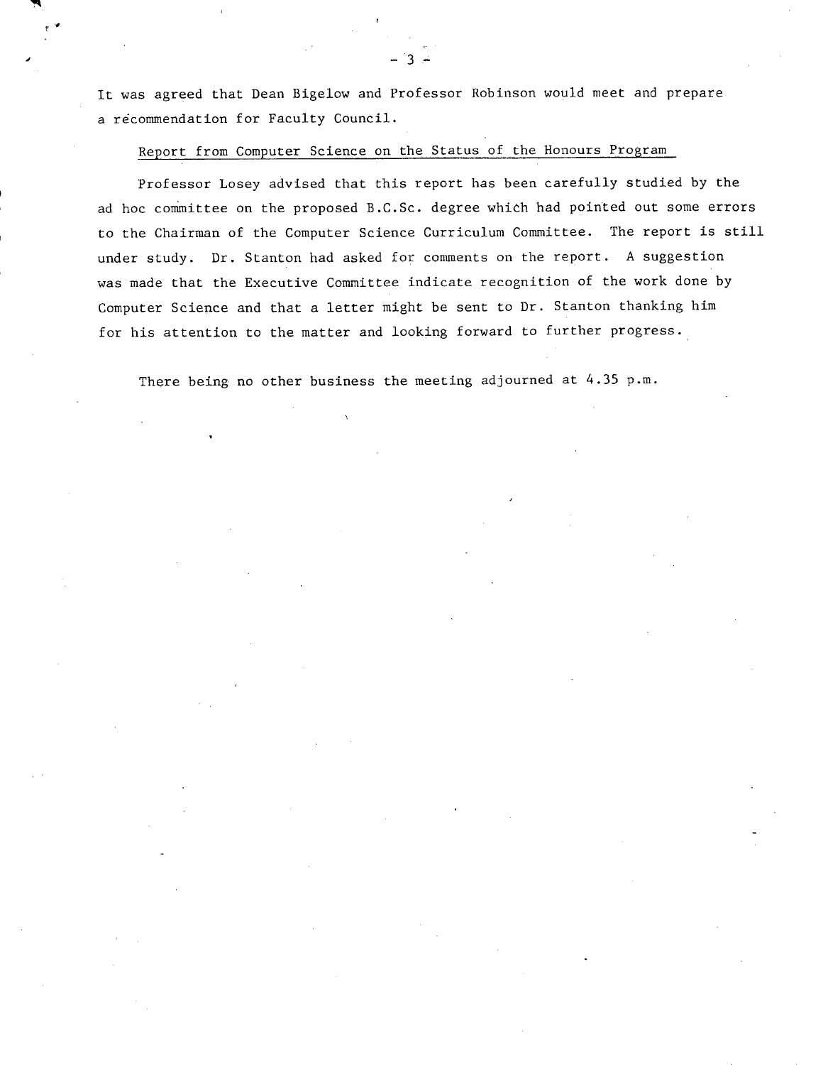It was agreed that Dean Bigelow and Professor Robinson would meet and prepare a recommendation for Faculty Council.

Report from Computer Science on the Status of the Honours Program

Professor Losey advised that this report has been carefully studied by the ad hoc committee on the proposed B.C.Sc. degree which had pointed out some errors to the Chairman of the Computer Science Curriculum Committee. The report is still under study. Dr. Stanton had asked for comments on the report. A suggestion was made that the Executive Committee indicate recognition of the work done by Computer Science and that a letter might be sent to Dr. Stanton thanking him for his attention to the matter and looking forward to further progress.

There being no other business the meeting adjourned at 4.35 p.m.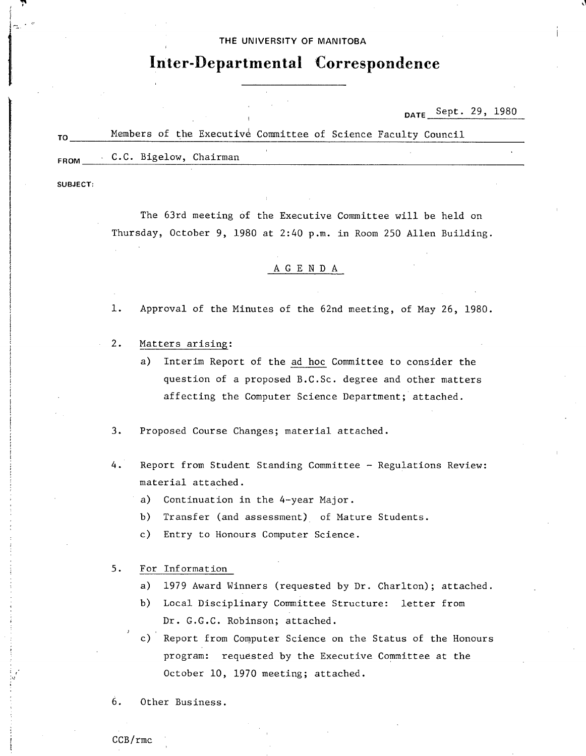THE UNIVERSITY OF MANITOBA

# Inter-Departmental Correspondence

DATE Sept. 29, 1980

TO Members of the Executive Committee of Science Faculty Council

FROM C.C. Bigelow, Chairman

SUBJECT:

The 63rd meeting of the Executive Committee will be held on Thursday, October 9, 1980 at 2:40 p.m. in Room 250 Allen Building.

## AGENDA

1. Approval of the Minutes of the 62nd meeting, of May 26, 1980.

2. Matters arising:
   a) Interim Report of the ad hoc Committee to consider the question of a proposed B.C.Sc. degree and other matters affecting the Computer Science Department; attached.

3. Proposed Course Changes; material attached.

4. Report from Student Standing Committee - Regulations Review: material attached.
   a) Continuation in the 4-year Major.
   b) Transfer (and assessment) of Mature Students.
   c) Entry to Honours Computer Science.

5. For Information
   a) 1979 Award Winners (requested by Dr. Charlton); attached.
   b) Local Disciplinary Committee Structure: letter from Dr. G.G.C. Robinson; attached.
   c) Report from Computer Science on the Status of the Honours program: requested by the Executive Committee at the October 10, 1970 meeting; attached.

6. Other Business.

CCB/rmc